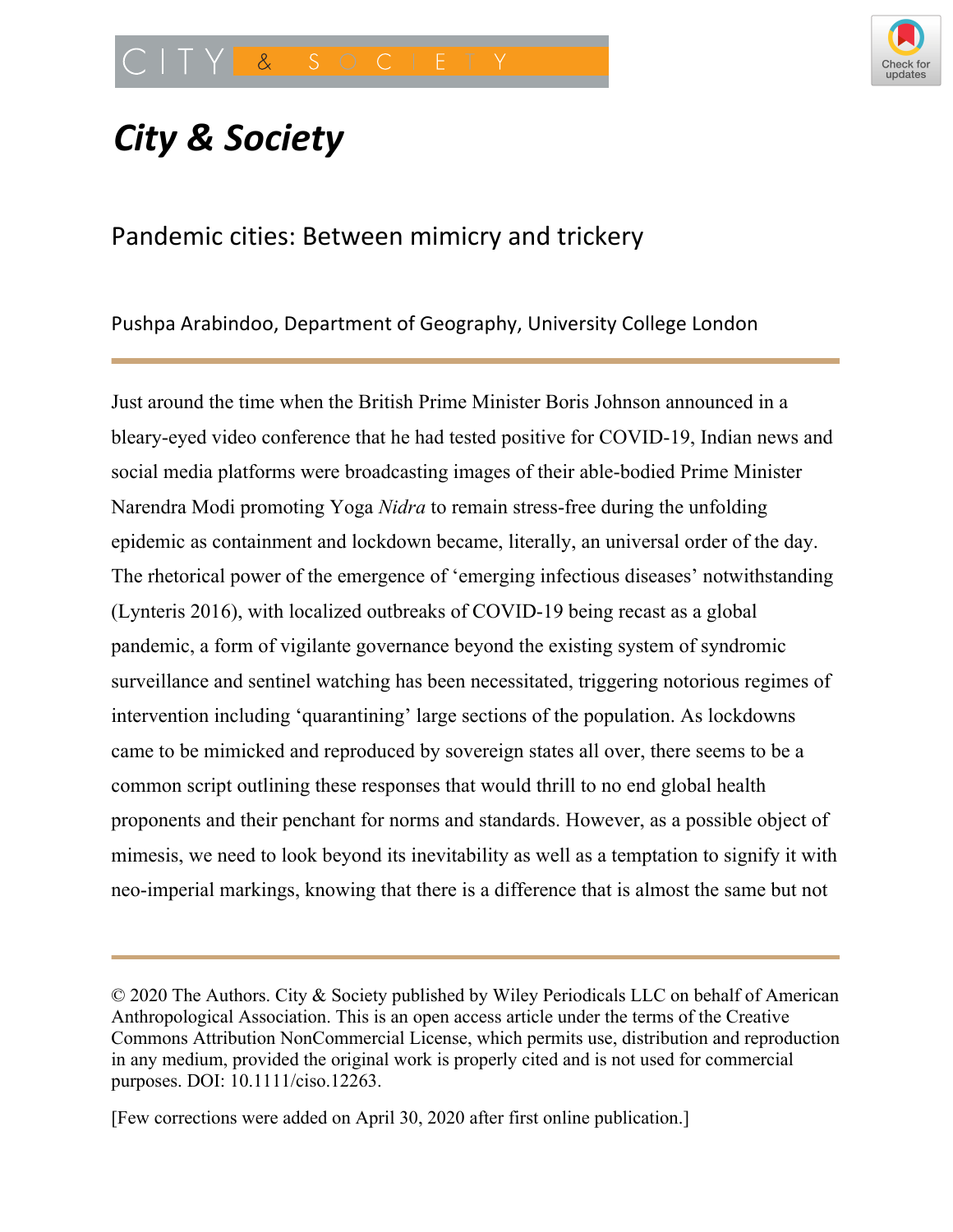# City & Society

## Pandemic cities: Between mimicry and trickery

Pushpa Arabindoo, Department of Geography, University College London

Just around the time when the British Prime Minister Boris Johnson announced in a bleary-eyed video conference that he had tested positive for COVID-19, Indian news and social media platforms were broadcasting images of their able-bodied Prime Minister Narendra Modi promoting Yoga *Nidra* to remain stress-free during the unfolding epidemic as containment and lockdown became, literally, an universal order of the day. The rhetorical power of the emergence of 'emerging infectious diseases' notwithstanding (Lynteris 2016), with localized outbreaks of COVID-19 being recast as a global pandemic, a form of vigilante governance beyond the existing system of syndromic surveillance and sentinel watching has been necessitated, triggering notorious regimes of intervention including 'quarantining' large sections of the population. As lockdowns came to be mimicked and reproduced by sovereign states all over, there seems to be a common script outlining these responses that would thrill to no end global health proponents and their penchant for norms and standards. However, as a possible object of mimesis, we need to look beyond its inevitability as well as a temptation to signify it with neo-imperial markings, knowing that there is a difference that is almost the same but not

---

© 2020 The Authors. City & Society published by Wiley Periodicals LLC on behalf of American Anthropological Association. This is an open access article under the terms of the Creative Commons Attribution NonCommercial License, which permits use, distribution and reproduction in any medium, provided the original work is properly cited and is not used for commercial purposes. DOI: 10.1111/ciso.12263.

[Few corrections were added on April 30, 2020 after first online publication.]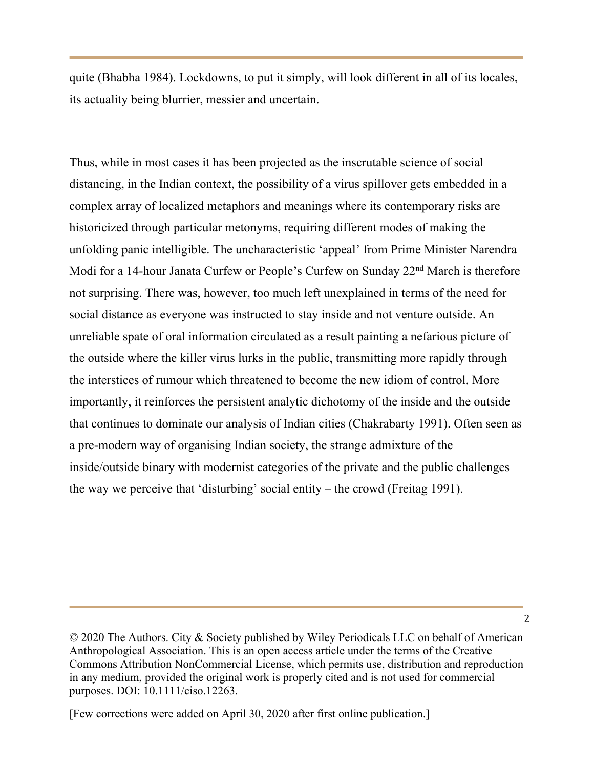quite (Bhabha 1984). Lockdowns, to put it simply, will look different in all of its locales, its actuality being blurrier, messier and uncertain.

Thus, while in most cases it has been projected as the inscrutable science of social distancing, in the Indian context, the possibility of a virus spillover gets embedded in a complex array of localized metaphors and meanings where its contemporary risks are historicized through particular metonyms, requiring different modes of making the unfolding panic intelligible. The uncharacteristic 'appeal' from Prime Minister Narendra Modi for a 14-hour Janata Curfew or People's Curfew on Sunday 22nd March is therefore not surprising. There was, however, too much left unexplained in terms of the need for social distance as everyone was instructed to stay inside and not venture outside. An unreliable spate of oral information circulated as a result painting a nefarious picture of the outside where the killer virus lurks in the public, transmitting more rapidly through the interstices of rumour which threatened to become the new idiom of control. More importantly, it reinforces the persistent analytic dichotomy of the inside and the outside that continues to dominate our analysis of Indian cities (Chakrabarty 1991). Often seen as a pre-modern way of organising Indian society, the strange admixture of the inside/outside binary with modernist categories of the private and the public challenges the way we perceive that 'disturbing' social entity – the crowd (Freitag 1991).

© 2020 The Authors. City & Society published by Wiley Periodicals LLC on behalf of American Anthropological Association. This is an open access article under the terms of the Creative Commons Attribution NonCommercial License, which permits use, distribution and reproduction in any medium, provided the original work is properly cited and is not used for commercial purposes. DOI: 10.1111/ciso.12263.

[Few corrections were added on April 30, 2020 after first online publication.]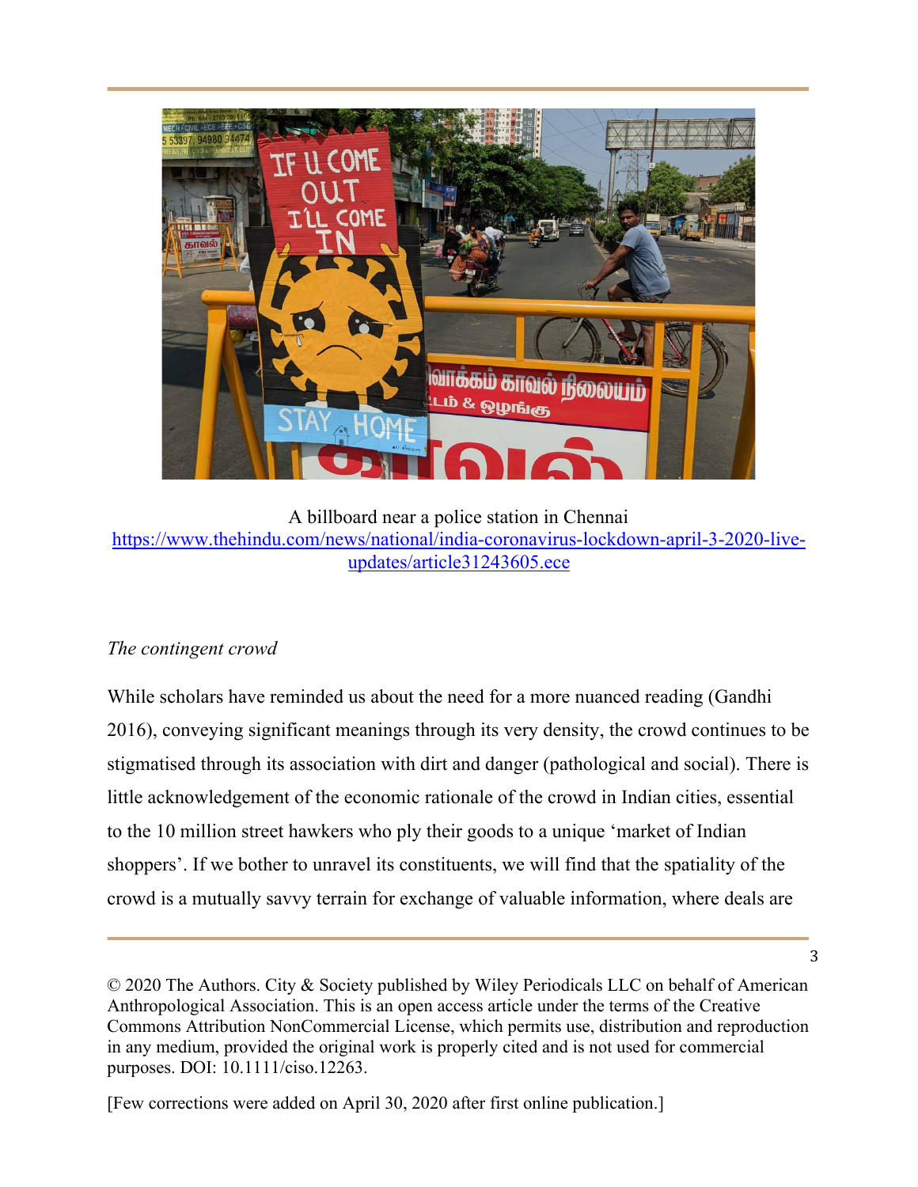A billboard near a police station in Chennai
https://www.thehindu.com/news/national/india-coronavirus-lockdown-april-3-2020-live-updates/article31243605.ece

*The contingent crowd*

While scholars have reminded us about the need for a more nuanced reading (Gandhi 2016), conveying significant meanings through its very density, the crowd continues to be stigmatised through its association with dirt and danger (pathological and social). There is little acknowledgement of the economic rationale of the crowd in Indian cities, essential to the 10 million street hawkers who ply their goods to a unique 'market of Indian shoppers'. If we bother to unravel its constituents, we will find that the spatiality of the crowd is a mutually savvy terrain for exchange of valuable information, where deals are

© 2020 The Authors. City & Society published by Wiley Periodicals LLC on behalf of American Anthropological Association. This is an open access article under the terms of the Creative Commons Attribution NonCommercial License, which permits use, distribution and reproduction in any medium, provided the original work is properly cited and is not used for commercial purposes. DOI: 10.1111/ciso.12263.

[Few corrections were added on April 30, 2020 after first online publication.]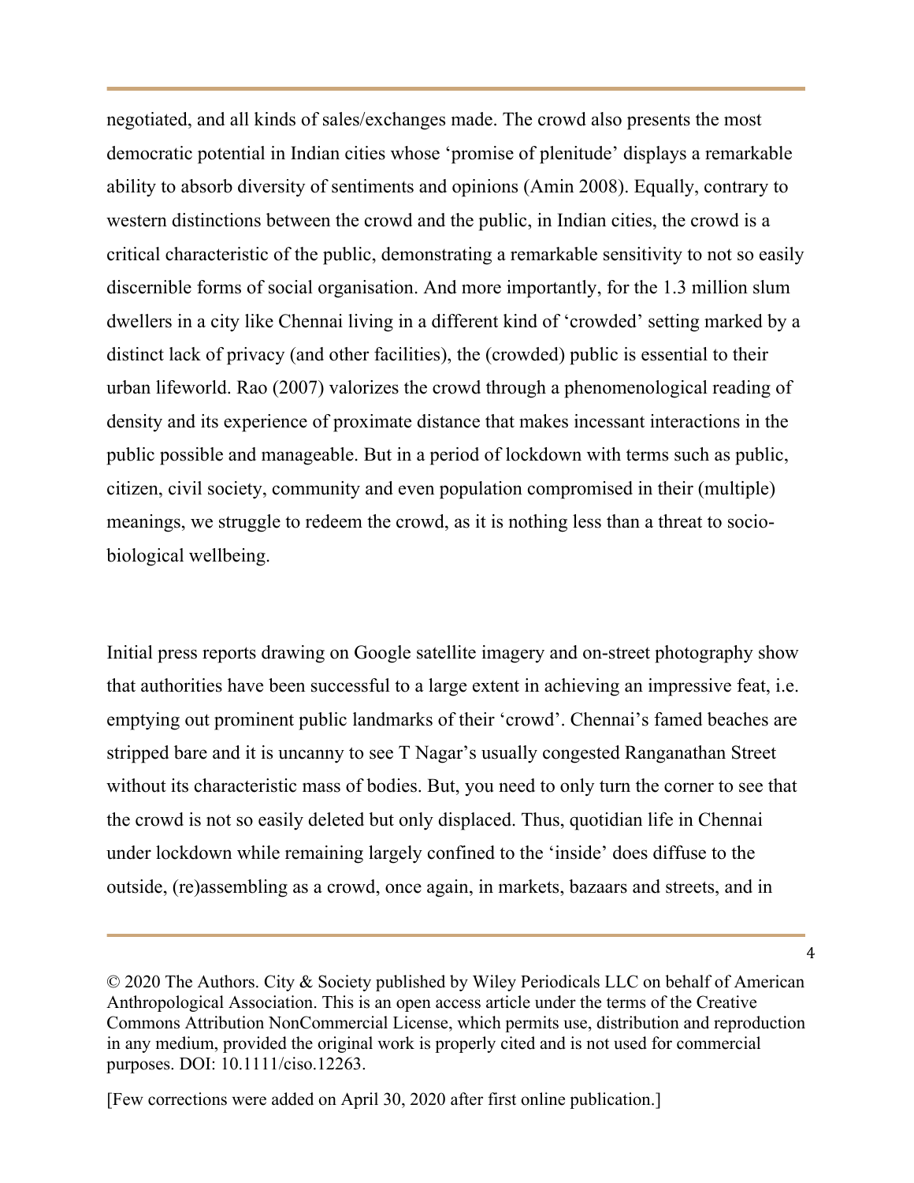negotiated, and all kinds of sales/exchanges made. The crowd also presents the most democratic potential in Indian cities whose 'promise of plenitude' displays a remarkable ability to absorb diversity of sentiments and opinions (Amin 2008). Equally, contrary to western distinctions between the crowd and the public, in Indian cities, the crowd is a critical characteristic of the public, demonstrating a remarkable sensitivity to not so easily discernible forms of social organisation. And more importantly, for the 1.3 million slum dwellers in a city like Chennai living in a different kind of 'crowded' setting marked by a distinct lack of privacy (and other facilities), the (crowded) public is essential to their urban lifeworld. Rao (2007) valorizes the crowd through a phenomenological reading of density and its experience of proximate distance that makes incessant interactions in the public possible and manageable. But in a period of lockdown with terms such as public, citizen, civil society, community and even population compromised in their (multiple) meanings, we struggle to redeem the crowd, as it is nothing less than a threat to socio-biological wellbeing.

Initial press reports drawing on Google satellite imagery and on-street photography show that authorities have been successful to a large extent in achieving an impressive feat, i.e. emptying out prominent public landmarks of their 'crowd'. Chennai's famed beaches are stripped bare and it is uncanny to see T Nagar's usually congested Ranganathan Street without its characteristic mass of bodies. But, you need to only turn the corner to see that the crowd is not so easily deleted but only displaced. Thus, quotidian life in Chennai under lockdown while remaining largely confined to the 'inside' does diffuse to the outside, (re)assembling as a crowd, once again, in markets, bazaars and streets, and in

© 2020 The Authors. City & Society published by Wiley Periodicals LLC on behalf of American Anthropological Association. This is an open access article under the terms of the Creative Commons Attribution NonCommercial License, which permits use, distribution and reproduction in any medium, provided the original work is properly cited and is not used for commercial purposes. DOI: 10.1111/ciso.12263.

[Few corrections were added on April 30, 2020 after first online publication.]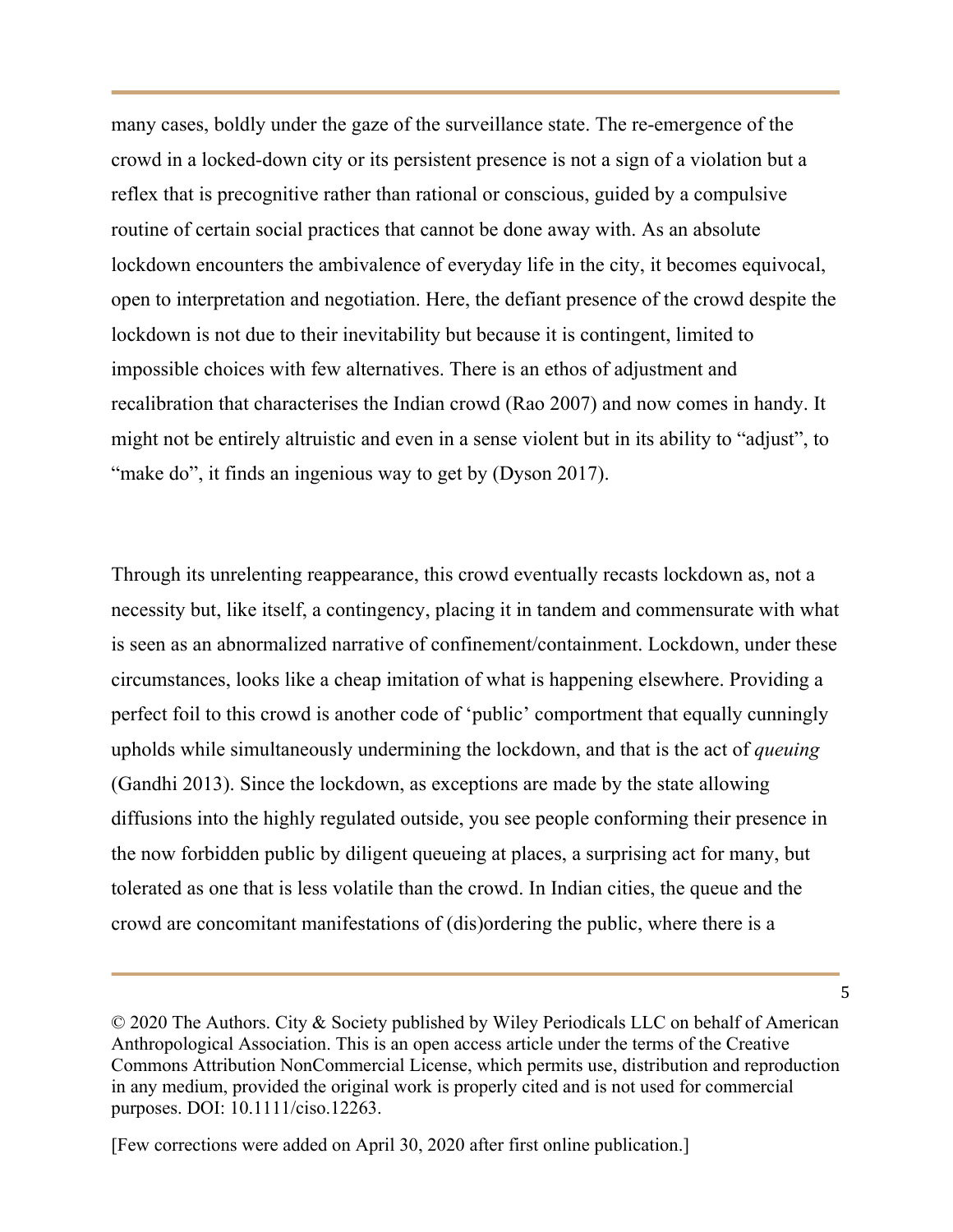many cases, boldly under the gaze of the surveillance state. The re-emergence of the crowd in a locked-down city or its persistent presence is not a sign of a violation but a reflex that is precognitive rather than rational or conscious, guided by a compulsive routine of certain social practices that cannot be done away with. As an absolute lockdown encounters the ambivalence of everyday life in the city, it becomes equivocal, open to interpretation and negotiation. Here, the defiant presence of the crowd despite the lockdown is not due to their inevitability but because it is contingent, limited to impossible choices with few alternatives. There is an ethos of adjustment and recalibration that characterises the Indian crowd (Rao 2007) and now comes in handy. It might not be entirely altruistic and even in a sense violent but in its ability to "adjust", to "make do", it finds an ingenious way to get by (Dyson 2017).

Through its unrelenting reappearance, this crowd eventually recasts lockdown as, not a necessity but, like itself, a contingency, placing it in tandem and commensurate with what is seen as an abnormalized narrative of confinement/containment. Lockdown, under these circumstances, looks like a cheap imitation of what is happening elsewhere. Providing a perfect foil to this crowd is another code of 'public' comportment that equally cunningly upholds while simultaneously undermining the lockdown, and that is the act of *queuing* (Gandhi 2013). Since the lockdown, as exceptions are made by the state allowing diffusions into the highly regulated outside, you see people conforming their presence in the now forbidden public by diligent queueing at places, a surprising act for many, but tolerated as one that is less volatile than the crowd. In Indian cities, the queue and the crowd are concomitant manifestations of (dis)ordering the public, where there is a

© 2020 The Authors. City & Society published by Wiley Periodicals LLC on behalf of American Anthropological Association. This is an open access article under the terms of the Creative Commons Attribution NonCommercial License, which permits use, distribution and reproduction in any medium, provided the original work is properly cited and is not used for commercial purposes. DOI: 10.1111/ciso.12263.

[Few corrections were added on April 30, 2020 after first online publication.]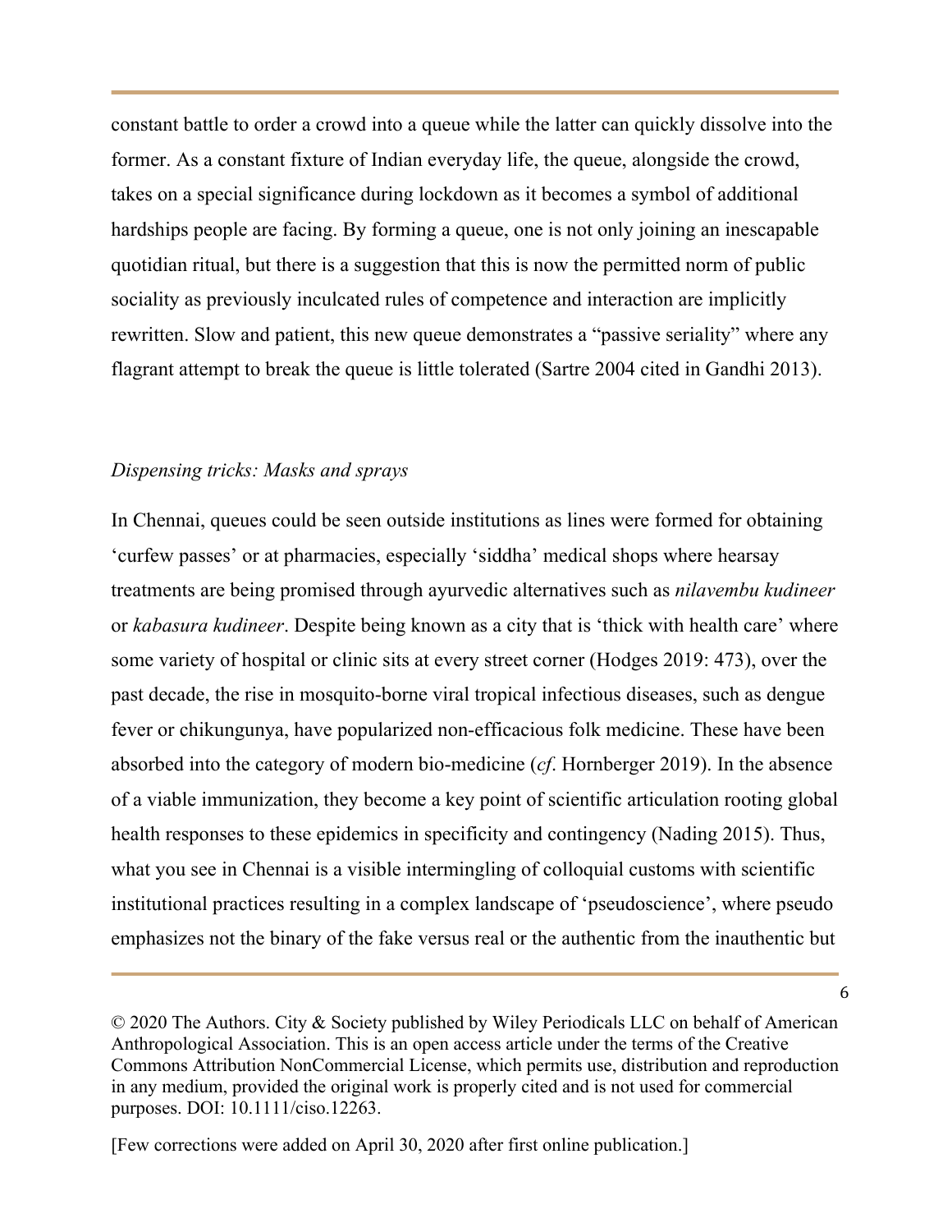constant battle to order a crowd into a queue while the latter can quickly dissolve into the former. As a constant fixture of Indian everyday life, the queue, alongside the crowd, takes on a special significance during lockdown as it becomes a symbol of additional hardships people are facing. By forming a queue, one is not only joining an inescapable quotidian ritual, but there is a suggestion that this is now the permitted norm of public sociality as previously inculcated rules of competence and interaction are implicitly rewritten. Slow and patient, this new queue demonstrates a "passive seriality" where any flagrant attempt to break the queue is little tolerated (Sartre 2004 cited in Gandhi 2013).

### *Dispensing tricks: Masks and sprays*

In Chennai, queues could be seen outside institutions as lines were formed for obtaining 'curfew passes' or at pharmacies, especially 'siddha' medical shops where hearsay treatments are being promised through ayurvedic alternatives such as *nilavembu kudineer* or *kabasura kudineer*. Despite being known as a city that is 'thick with health care' where some variety of hospital or clinic sits at every street corner (Hodges 2019: 473), over the past decade, the rise in mosquito-borne viral tropical infectious diseases, such as dengue fever or chikungunya, have popularized non-efficacious folk medicine. These have been absorbed into the category of modern bio-medicine (*cf*. Hornberger 2019). In the absence of a viable immunization, they become a key point of scientific articulation rooting global health responses to these epidemics in specificity and contingency (Nading 2015). Thus, what you see in Chennai is a visible intermingling of colloquial customs with scientific institutional practices resulting in a complex landscape of 'pseudoscience', where pseudo emphasizes not the binary of the fake versus real or the authentic from the inauthentic but

© 2020 The Authors. City & Society published by Wiley Periodicals LLC on behalf of American Anthropological Association. This is an open access article under the terms of the Creative Commons Attribution NonCommercial License, which permits use, distribution and reproduction in any medium, provided the original work is properly cited and is not used for commercial purposes. DOI: 10.1111/ciso.12263.

[Few corrections were added on April 30, 2020 after first online publication.]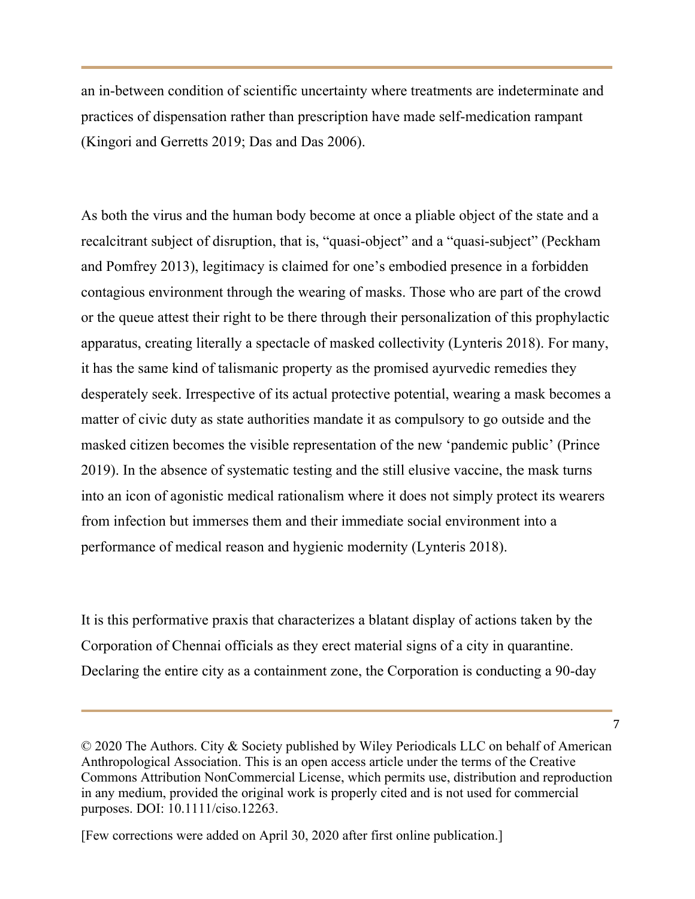an in-between condition of scientific uncertainty where treatments are indeterminate and practices of dispensation rather than prescription have made self-medication rampant (Kingori and Gerretts 2019; Das and Das 2006).

As both the virus and the human body become at once a pliable object of the state and a recalcitrant subject of disruption, that is, "quasi-object" and a "quasi-subject" (Peckham and Pomfrey 2013), legitimacy is claimed for one's embodied presence in a forbidden contagious environment through the wearing of masks. Those who are part of the crowd or the queue attest their right to be there through their personalization of this prophylactic apparatus, creating literally a spectacle of masked collectivity (Lynteris 2018). For many, it has the same kind of talismanic property as the promised ayurvedic remedies they desperately seek. Irrespective of its actual protective potential, wearing a mask becomes a matter of civic duty as state authorities mandate it as compulsory to go outside and the masked citizen becomes the visible representation of the new 'pandemic public' (Prince 2019). In the absence of systematic testing and the still elusive vaccine, the mask turns into an icon of agonistic medical rationalism where it does not simply protect its wearers from infection but immerses them and their immediate social environment into a performance of medical reason and hygienic modernity (Lynteris 2018).

It is this performative praxis that characterizes a blatant display of actions taken by the Corporation of Chennai officials as they erect material signs of a city in quarantine. Declaring the entire city as a containment zone, the Corporation is conducting a 90-day

© 2020 The Authors. City & Society published by Wiley Periodicals LLC on behalf of American Anthropological Association. This is an open access article under the terms of the Creative Commons Attribution NonCommercial License, which permits use, distribution and reproduction in any medium, provided the original work is properly cited and is not used for commercial purposes. DOI: 10.1111/ciso.12263.

[Few corrections were added on April 30, 2020 after first online publication.]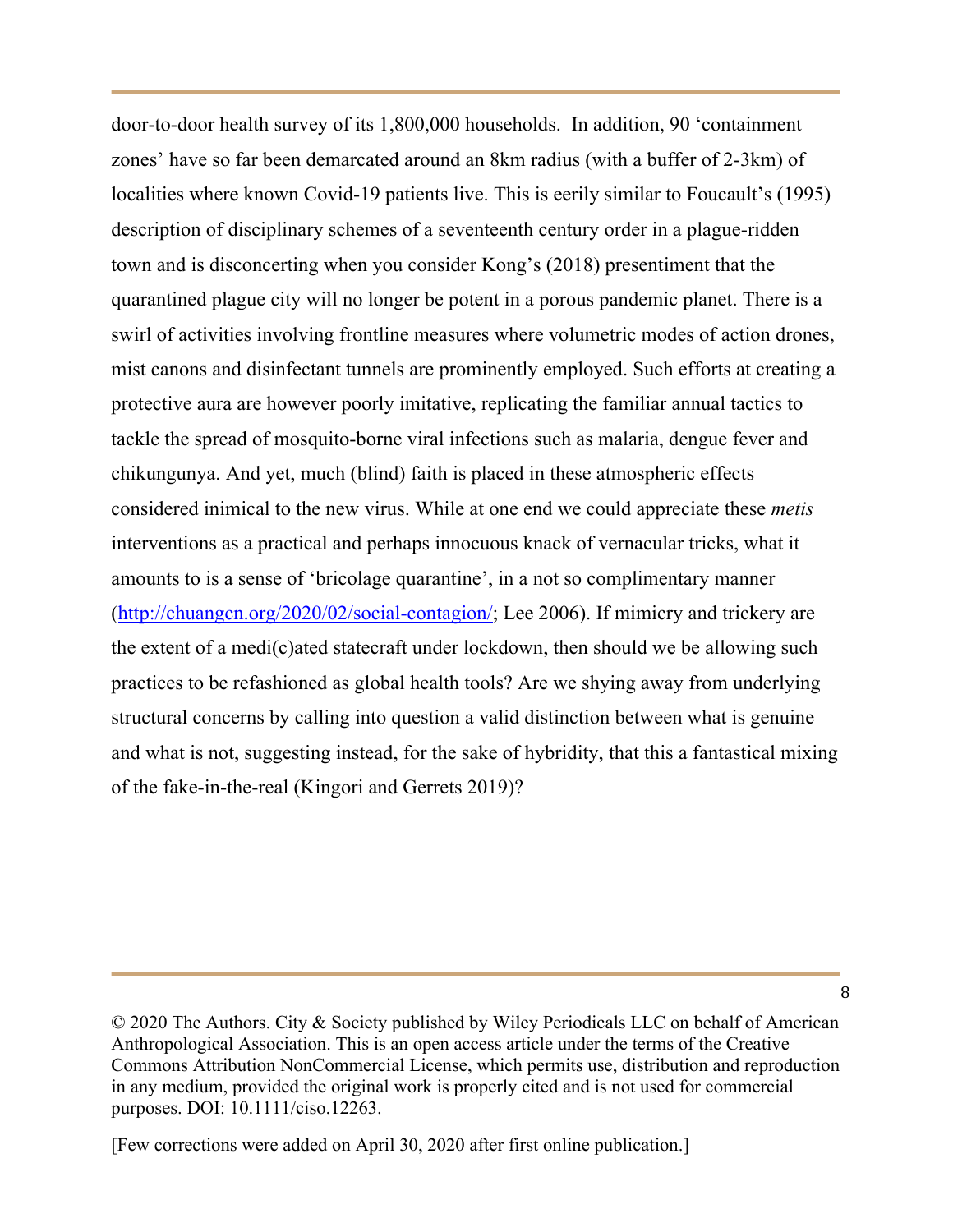door-to-door health survey of its 1,800,000 households. In addition, 90 'containment zones' have so far been demarcated around an 8km radius (with a buffer of 2-3km) of localities where known Covid-19 patients live. This is eerily similar to Foucault's (1995) description of disciplinary schemes of a seventeenth century order in a plague-ridden town and is disconcerting when you consider Kong's (2018) presentiment that the quarantined plague city will no longer be potent in a porous pandemic planet. There is a swirl of activities involving frontline measures where volumetric modes of action drones, mist canons and disinfectant tunnels are prominently employed. Such efforts at creating a protective aura are however poorly imitative, replicating the familiar annual tactics to tackle the spread of mosquito-borne viral infections such as malaria, dengue fever and chikungunya. And yet, much (blind) faith is placed in these atmospheric effects considered inimical to the new virus. While at one end we could appreciate these *metis* interventions as a practical and perhaps innocuous knack of vernacular tricks, what it amounts to is a sense of 'bricolage quarantine', in a not so complimentary manner (http://chuangcn.org/2020/02/social-contagion/; Lee 2006). If mimicry and trickery are the extent of a medi(c)ated statecraft under lockdown, then should we be allowing such practices to be refashioned as global health tools? Are we shying away from underlying structural concerns by calling into question a valid distinction between what is genuine and what is not, suggesting instead, for the sake of hybridity, that this a fantastical mixing of the fake-in-the-real (Kingori and Gerrets 2019)?

© 2020 The Authors. City & Society published by Wiley Periodicals LLC on behalf of American Anthropological Association. This is an open access article under the terms of the Creative Commons Attribution NonCommercial License, which permits use, distribution and reproduction in any medium, provided the original work is properly cited and is not used for commercial purposes. DOI: 10.1111/ciso.12263.

[Few corrections were added on April 30, 2020 after first online publication.]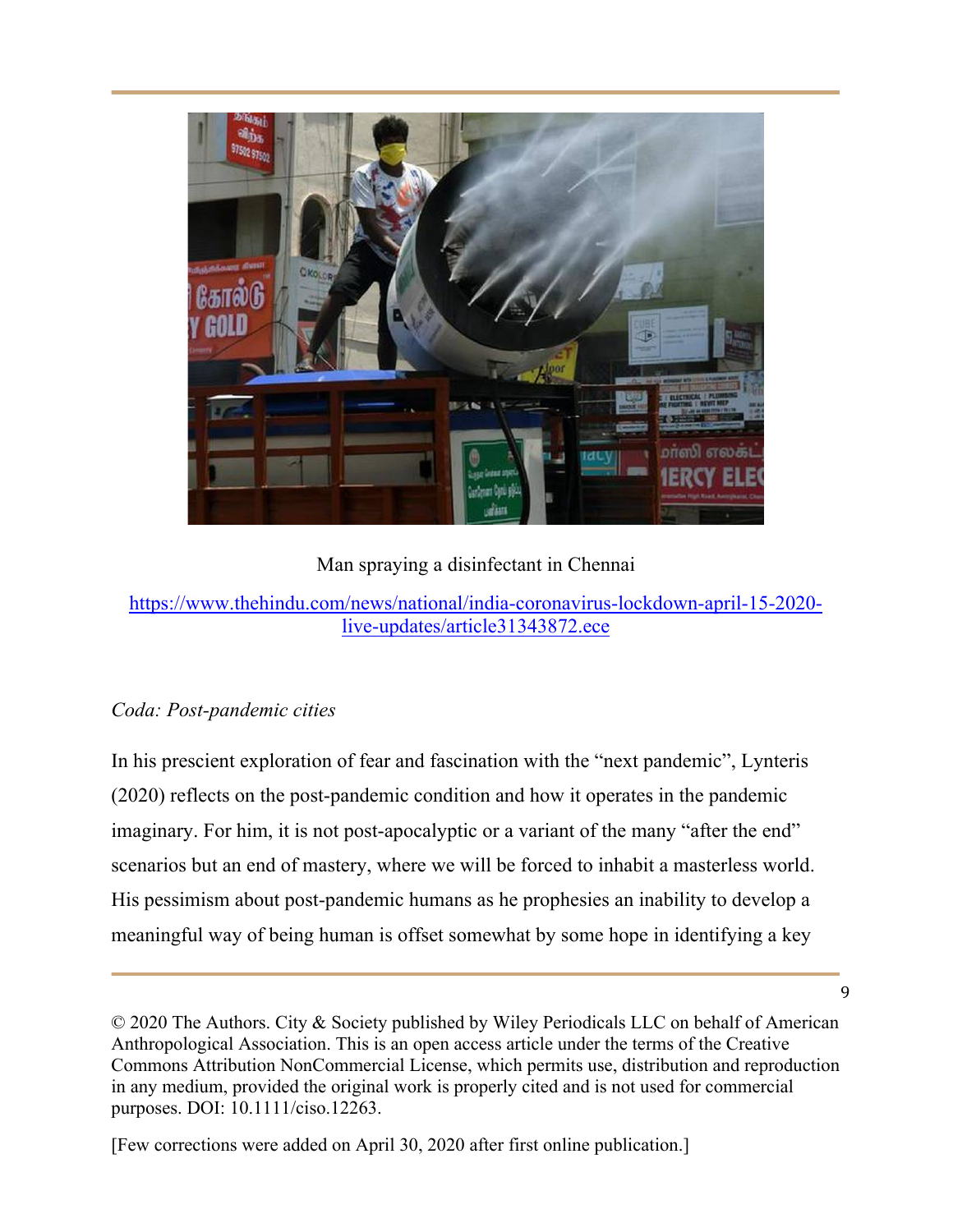Man spraying a disinfectant in Chennai

https://www.thehindu.com/news/national/india-coronavirus-lockdown-april-15-2020-live-updates/article31343872.ece

*Coda: Post-pandemic cities*

In his prescient exploration of fear and fascination with the "next pandemic", Lynteris (2020) reflects on the post-pandemic condition and how it operates in the pandemic imaginary. For him, it is not post-apocalyptic or a variant of the many "after the end" scenarios but an end of mastery, where we will be forced to inhabit a masterless world. His pessimism about post-pandemic humans as he prophesies an inability to develop a meaningful way of being human is offset somewhat by some hope in identifying a key

© 2020 The Authors. City & Society published by Wiley Periodicals LLC on behalf of American Anthropological Association. This is an open access article under the terms of the Creative Commons Attribution NonCommercial License, which permits use, distribution and reproduction in any medium, provided the original work is properly cited and is not used for commercial purposes. DOI: 10.1111/ciso.12263.

[Few corrections were added on April 30, 2020 after first online publication.]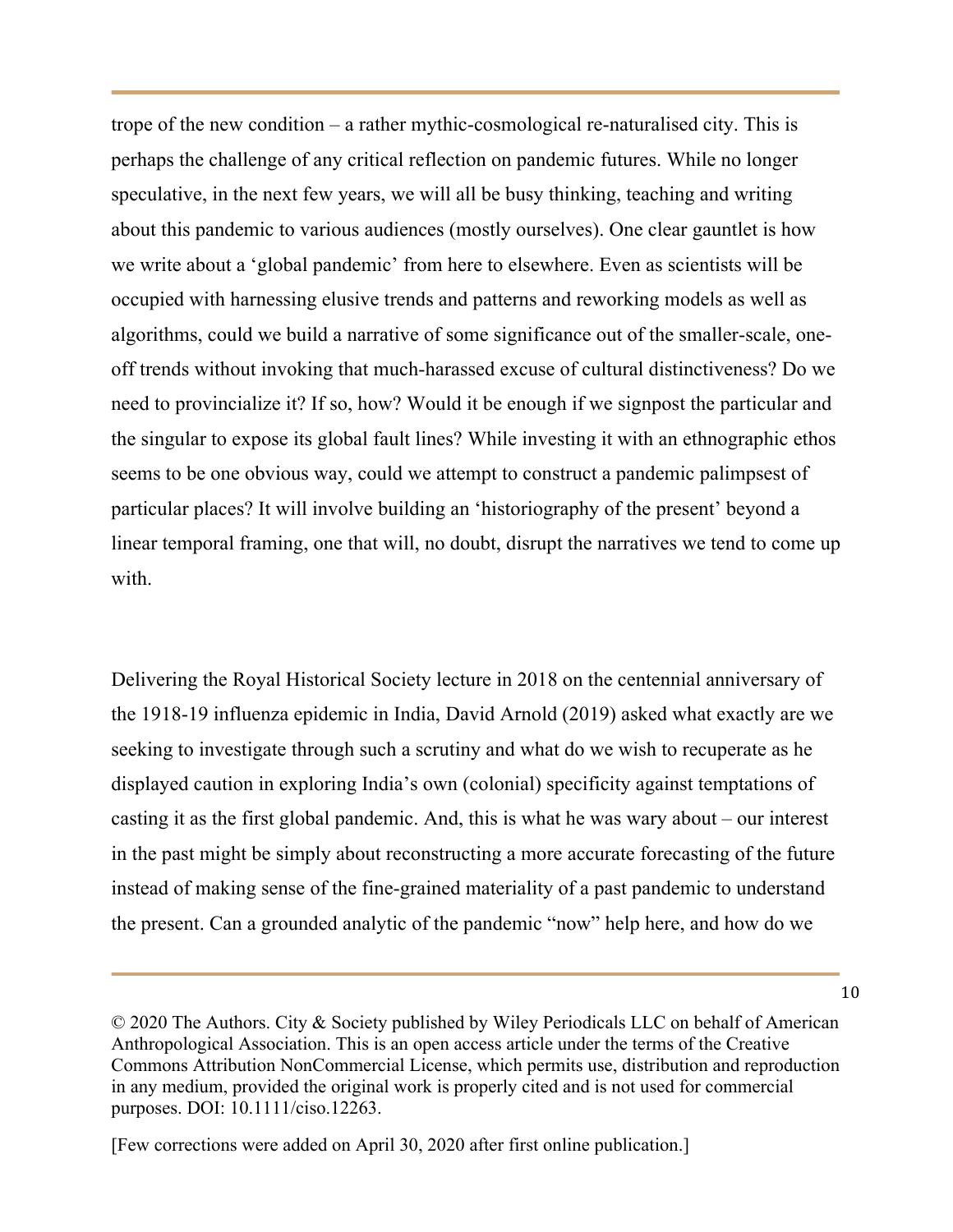trope of the new condition – a rather mythic-cosmological re-naturalised city. This is perhaps the challenge of any critical reflection on pandemic futures. While no longer speculative, in the next few years, we will all be busy thinking, teaching and writing about this pandemic to various audiences (mostly ourselves). One clear gauntlet is how we write about a 'global pandemic' from here to elsewhere. Even as scientists will be occupied with harnessing elusive trends and patterns and reworking models as well as algorithms, could we build a narrative of some significance out of the smaller-scale, one-off trends without invoking that much-harassed excuse of cultural distinctiveness? Do we need to provincialize it? If so, how? Would it be enough if we signpost the particular and the singular to expose its global fault lines? While investing it with an ethnographic ethos seems to be one obvious way, could we attempt to construct a pandemic palimpsest of particular places? It will involve building an 'historiography of the present' beyond a linear temporal framing, one that will, no doubt, disrupt the narratives we tend to come up with.

Delivering the Royal Historical Society lecture in 2018 on the centennial anniversary of the 1918-19 influenza epidemic in India, David Arnold (2019) asked what exactly are we seeking to investigate through such a scrutiny and what do we wish to recuperate as he displayed caution in exploring India's own (colonial) specificity against temptations of casting it as the first global pandemic. And, this is what he was wary about – our interest in the past might be simply about reconstructing a more accurate forecasting of the future instead of making sense of the fine-grained materiality of a past pandemic to understand the present. Can a grounded analytic of the pandemic "now" help here, and how do we

© 2020 The Authors. City & Society published by Wiley Periodicals LLC on behalf of American Anthropological Association. This is an open access article under the terms of the Creative Commons Attribution NonCommercial License, which permits use, distribution and reproduction in any medium, provided the original work is properly cited and is not used for commercial purposes. DOI: 10.1111/ciso.12263.

[Few corrections were added on April 30, 2020 after first online publication.]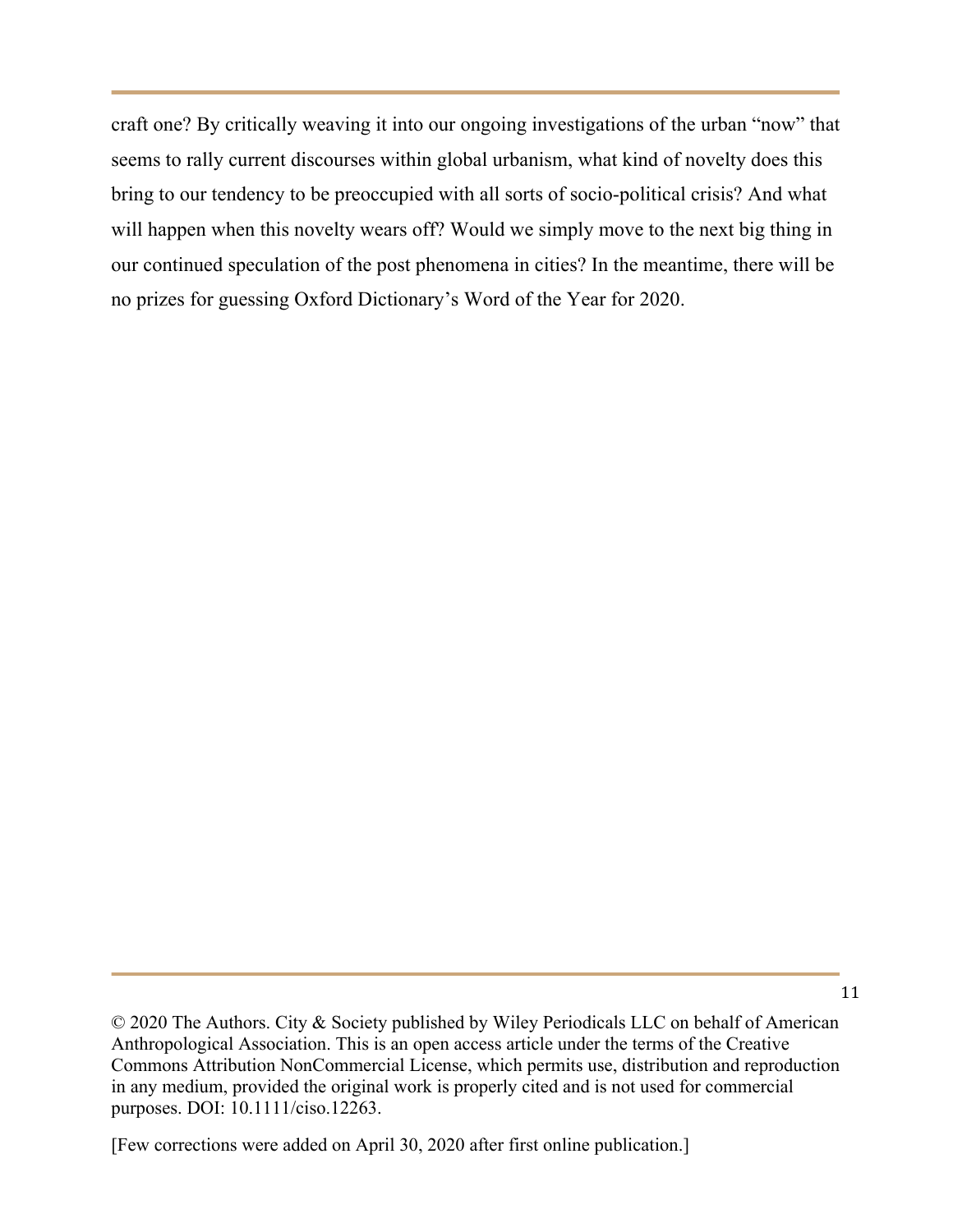craft one? By critically weaving it into our ongoing investigations of the urban "now" that seems to rally current discourses within global urbanism, what kind of novelty does this bring to our tendency to be preoccupied with all sorts of socio-political crisis? And what will happen when this novelty wears off? Would we simply move to the next big thing in our continued speculation of the post phenomena in cities? In the meantime, there will be no prizes for guessing Oxford Dictionary's Word of the Year for 2020.

© 2020 The Authors. City & Society published by Wiley Periodicals LLC on behalf of American Anthropological Association. This is an open access article under the terms of the Creative Commons Attribution NonCommercial License, which permits use, distribution and reproduction in any medium, provided the original work is properly cited and is not used for commercial purposes. DOI: 10.1111/ciso.12263.

[Few corrections were added on April 30, 2020 after first online publication.]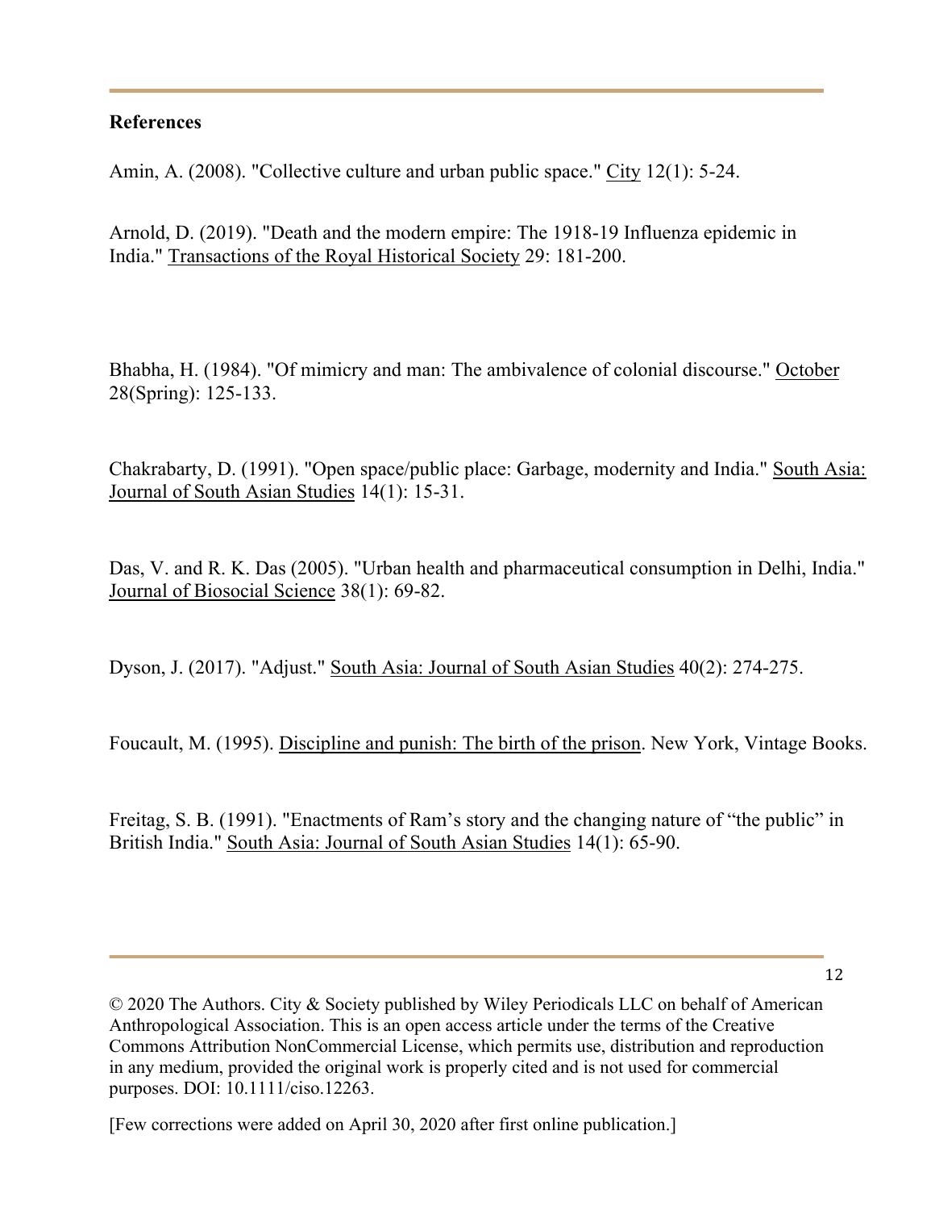**References**

Amin, A. (2008). "Collective culture and urban public space." City 12(1): 5-24.

Arnold, D. (2019). "Death and the modern empire: The 1918-19 Influenza epidemic in India." Transactions of the Royal Historical Society 29: 181-200.

Bhabha, H. (1984). "Of mimicry and man: The ambivalence of colonial discourse." October 28(Spring): 125-133.

Chakrabarty, D. (1991). "Open space/public place: Garbage, modernity and India." South Asia: Journal of South Asian Studies 14(1): 15-31.

Das, V. and R. K. Das (2005). "Urban health and pharmaceutical consumption in Delhi, India." Journal of Biosocial Science 38(1): 69-82.

Dyson, J. (2017). "Adjust." South Asia: Journal of South Asian Studies 40(2): 274-275.

Foucault, M. (1995). Discipline and punish: The birth of the prison. New York, Vintage Books.

Freitag, S. B. (1991). "Enactments of Ram's story and the changing nature of "the public" in British India." South Asia: Journal of South Asian Studies 14(1): 65-90.

© 2020 The Authors. City & Society published by Wiley Periodicals LLC on behalf of American Anthropological Association. This is an open access article under the terms of the Creative Commons Attribution NonCommercial License, which permits use, distribution and reproduction in any medium, provided the original work is properly cited and is not used for commercial purposes. DOI: 10.1111/ciso.12263.

[Few corrections were added on April 30, 2020 after first online publication.]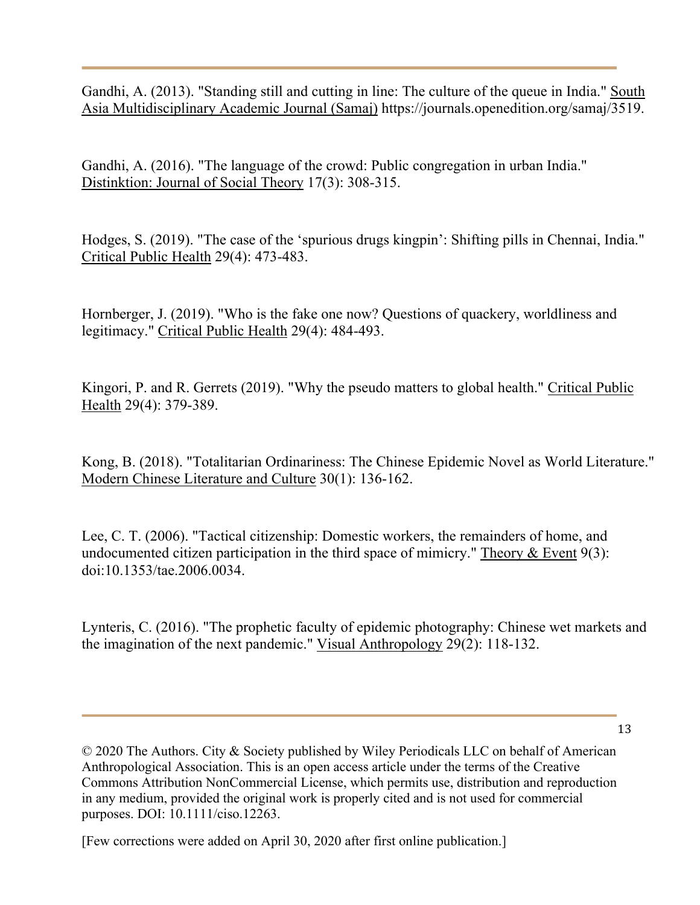Gandhi, A. (2013). "Standing still and cutting in line: The culture of the queue in India." South Asia Multidisciplinary Academic Journal (Samaj) https://journals.openedition.org/samaj/3519.

Gandhi, A. (2016). "The language of the crowd: Public congregation in urban India." Distinktion: Journal of Social Theory 17(3): 308-315.

Hodges, S. (2019). "The case of the 'spurious drugs kingpin': Shifting pills in Chennai, India." Critical Public Health 29(4): 473-483.

Hornberger, J. (2019). "Who is the fake one now? Questions of quackery, worldliness and legitimacy." Critical Public Health 29(4): 484-493.

Kingori, P. and R. Gerrets (2019). "Why the pseudo matters to global health." Critical Public Health 29(4): 379-389.

Kong, B. (2018). "Totalitarian Ordinariness: The Chinese Epidemic Novel as World Literature." Modern Chinese Literature and Culture 30(1): 136-162.

Lee, C. T. (2006). "Tactical citizenship: Domestic workers, the remainders of home, and undocumented citizen participation in the third space of mimicry." Theory & Event 9(3): doi:10.1353/tae.2006.0034.

Lynteris, C. (2016). "The prophetic faculty of epidemic photography: Chinese wet markets and the imagination of the next pandemic." Visual Anthropology 29(2): 118-132.

© 2020 The Authors. City & Society published by Wiley Periodicals LLC on behalf of American Anthropological Association. This is an open access article under the terms of the Creative Commons Attribution NonCommercial License, which permits use, distribution and reproduction in any medium, provided the original work is properly cited and is not used for commercial purposes. DOI: 10.1111/ciso.12263.

[Few corrections were added on April 30, 2020 after first online publication.]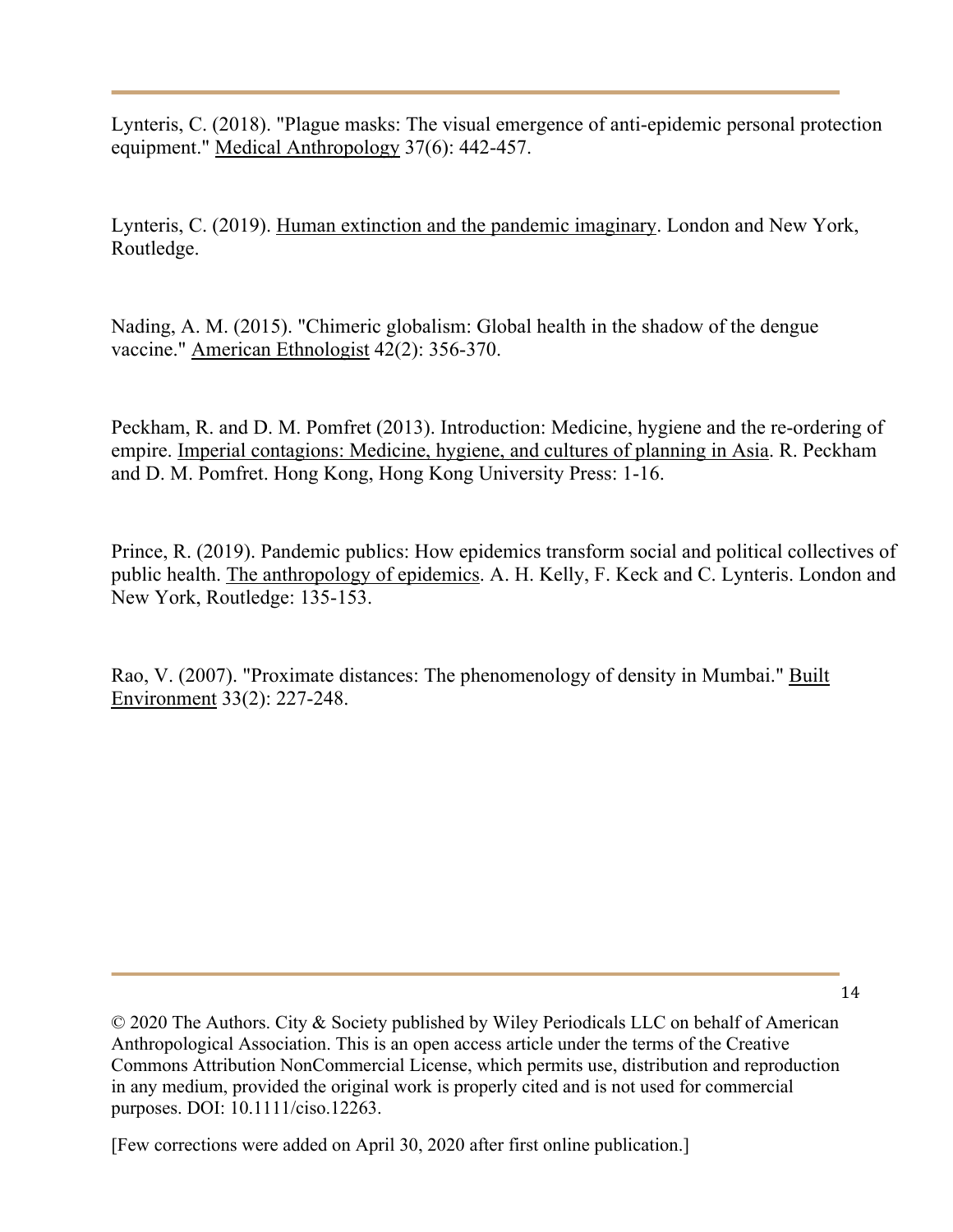Lynteris, C. (2018). "Plague masks: The visual emergence of anti-epidemic personal protection equipment." Medical Anthropology 37(6): 442-457.

Lynteris, C. (2019). Human extinction and the pandemic imaginary. London and New York, Routledge.

Nading, A. M. (2015). "Chimeric globalism: Global health in the shadow of the dengue vaccine." American Ethnologist 42(2): 356-370.

Peckham, R. and D. M. Pomfret (2013). Introduction: Medicine, hygiene and the re-ordering of empire. Imperial contagions: Medicine, hygiene, and cultures of planning in Asia. R. Peckham and D. M. Pomfret. Hong Kong, Hong Kong University Press: 1-16.

Prince, R. (2019). Pandemic publics: How epidemics transform social and political collectives of public health. The anthropology of epidemics. A. H. Kelly, F. Keck and C. Lynteris. London and New York, Routledge: 135-153.

Rao, V. (2007). "Proximate distances: The phenomenology of density in Mumbai." Built Environment 33(2): 227-248.

© 2020 The Authors. City & Society published by Wiley Periodicals LLC on behalf of American Anthropological Association. This is an open access article under the terms of the Creative Commons Attribution NonCommercial License, which permits use, distribution and reproduction in any medium, provided the original work is properly cited and is not used for commercial purposes. DOI: 10.1111/ciso.12263.

[Few corrections were added on April 30, 2020 after first online publication.]